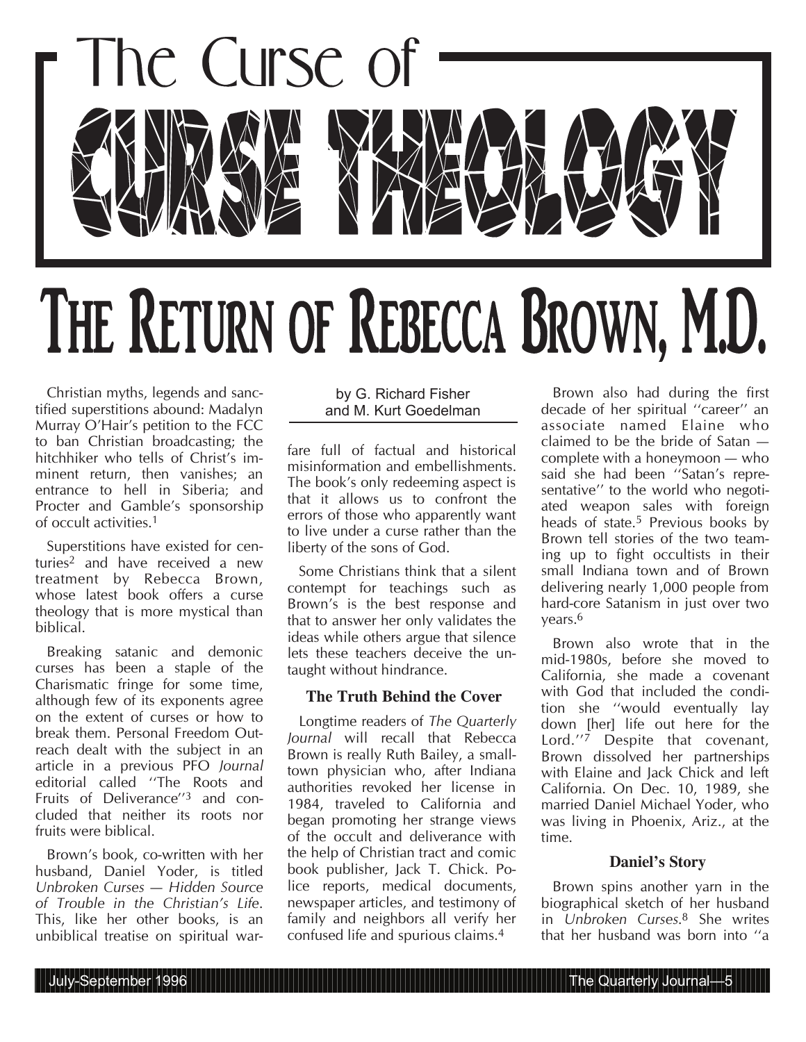# The Curse of CURSE THEOLOGY

# THE RETURN OF REBECCA BROWN, M.D.

by G. Richard Fisher and M. Kurt Goedelman

Christian myths, legends and sanctified superstitions abound: Madalyn Murray O'Hair's petition to the FCC to ban Christian broadcasting; the hitchhiker who tells of Christ's imminent return, then vanishes; an entrance to hell in Siberia; and Procter and Gamble's sponsorship of occult activities.[1]

Superstitions have existed for centuries[2] and have received a new treatment by Rebecca Brown, whose latest book offers a curse theology that is more mystical than biblical.

Breaking satanic and demonic curses has been a staple of the Charismatic fringe for some time, although few of its exponents agree on the extent of curses or how to break them. Personal Freedom Outreach dealt with the subject in an article in a previous PFO *Journal* editorial called ''The Roots and Fruits of Deliverance''[3] and concluded that neither its roots nor fruits were biblical.

Brown's book, co-written with her husband, Daniel Yoder, is titled *Unbroken Curses — Hidden Source of Trouble in the Christian's Life*. This, like her other books, is an unbiblical treatise on spiritual warfare full of factual and historical misinformation and embellishments. The book's only redeeming aspect is that it allows us to confront the errors of those who apparently want to live under a curse rather than the liberty of the sons of God.

Some Christians think that a silent contempt for teachings such as Brown's is the best response and that to answer her only validates the ideas while others argue that silence lets these teachers deceive the untaught without hindrance.

### The Truth Behind the Cover

Longtime readers of *The Quarterly Journal* will recall that Rebecca Brown is really Ruth Bailey, a small-town physician who, after Indiana authorities revoked her license in 1984, traveled to California and began promoting her strange views of the occult and deliverance with the help of Christian tract and comic book publisher, Jack T. Chick. Police reports, medical documents, newspaper articles, and testimony of family and neighbors all verify her confused life and spurious claims.[4]

Brown also had during the first decade of her spiritual ''career'' an associate named Elaine who claimed to be the bride of Satan — complete with a honeymoon — who said she had been ''Satan's representative'' to the world who negotiated weapon sales with foreign heads of state.[5] Previous books by Brown tell stories of the two teaming up to fight occultists in their small Indiana town and of Brown delivering nearly 1,000 people from hard-core Satanism in just over two years.[6]

Brown also wrote that in the mid-1980s, before she moved to California, she made a covenant with God that included the condition she ''would eventually lay down [her] life out here for the Lord.''[7] Despite that covenant, Brown dissolved her partnerships with Elaine and Jack Chick and left California. On Dec. 10, 1989, she married Daniel Michael Yoder, who was living in Phoenix, Ariz., at the time.

### Daniel's Story

Brown spins another yarn in the biographical sketch of her husband in *Unbroken Curses*.[8] She writes that her husband was born into ''a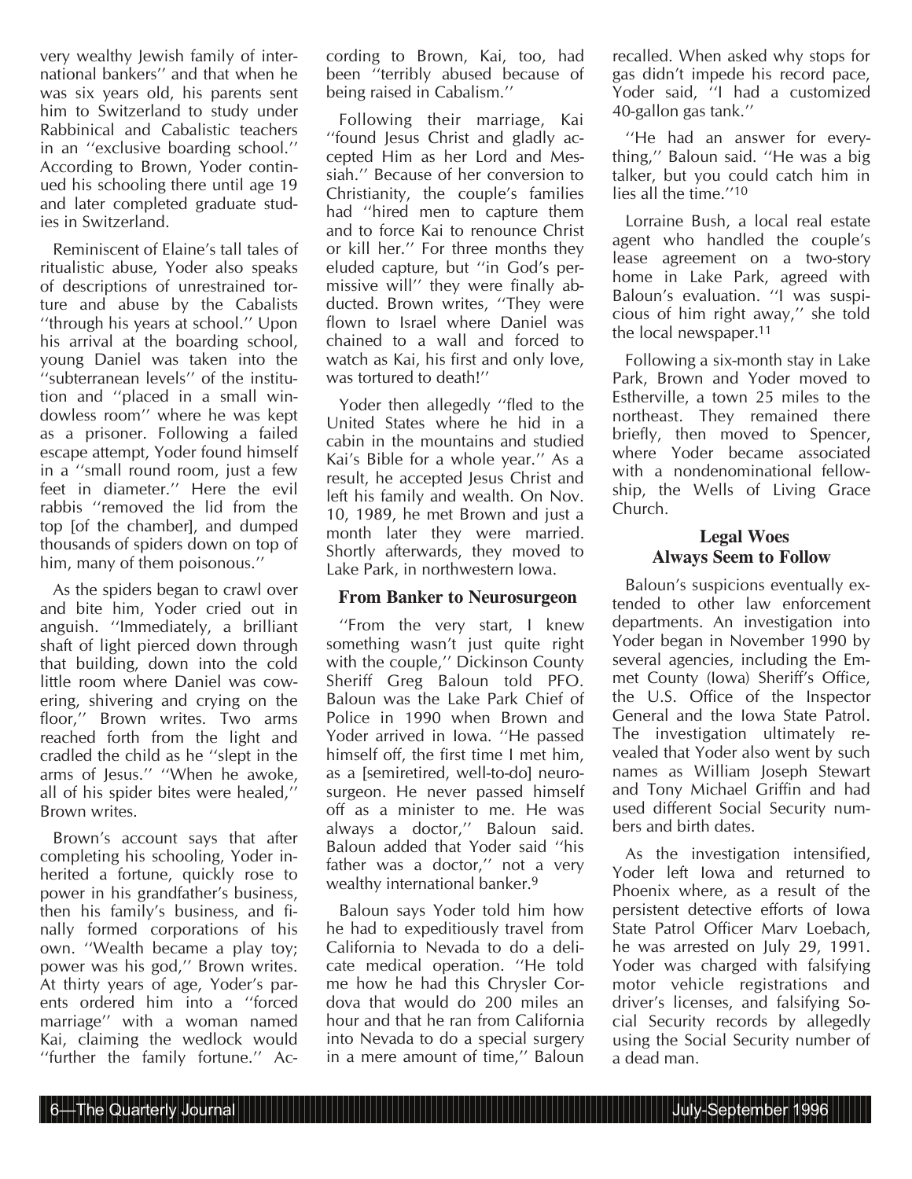very wealthy Jewish family of international bankers'' and that when he was six years old, his parents sent him to Switzerland to study under Rabbinical and Cabalistic teachers in an ''exclusive boarding school.'' According to Brown, Yoder continued his schooling there until age 19 and later completed graduate studies in Switzerland.

Reminiscent of Elaine's tall tales of ritualistic abuse, Yoder also speaks of descriptions of unrestrained torture and abuse by the Cabalists ''through his years at school.'' Upon his arrival at the boarding school, young Daniel was taken into the ''subterranean levels'' of the institution and ''placed in a small windowless room'' where he was kept as a prisoner. Following a failed escape attempt, Yoder found himself in a ''small round room, just a few feet in diameter.'' Here the evil rabbis ''removed the lid from the top [of the chamber], and dumped thousands of spiders down on top of him, many of them poisonous.''

As the spiders began to crawl over and bite him, Yoder cried out in anguish. ''Immediately, a brilliant shaft of light pierced down through that building, down into the cold little room where Daniel was cowering, shivering and crying on the floor,'' Brown writes. Two arms reached forth from the light and cradled the child as he ''slept in the arms of Jesus.'' ''When he awoke, all of his spider bites were healed,'' Brown writes.

Brown's account says that after completing his schooling, Yoder inherited a fortune, quickly rose to power in his grandfather's business, then his family's business, and finally formed corporations of his own. ''Wealth became a play toy; power was his god,'' Brown writes. At thirty years of age, Yoder's parents ordered him into a ''forced marriage'' with a woman named Kai, claiming the wedlock would ''further the family fortune.'' According to Brown, Kai, too, had been ''terribly abused because of being raised in Cabalism.''

Following their marriage, Kai ''found Jesus Christ and gladly accepted Him as her Lord and Messiah.'' Because of her conversion to Christianity, the couple's families had ''hired men to capture them and to force Kai to renounce Christ or kill her.'' For three months they eluded capture, but ''in God's permissive will'' they were finally abducted. Brown writes, ''They were flown to Israel where Daniel was chained to a wall and forced to watch as Kai, his first and only love, was tortured to death!''

Yoder then allegedly ''fled to the United States where he hid in a cabin in the mountains and studied Kai's Bible for a whole year.'' As a result, he accepted Jesus Christ and left his family and wealth. On Nov. 10, 1989, he met Brown and just a month later they were married. Shortly afterwards, they moved to Lake Park, in northwestern Iowa.

### From Banker to Neurosurgeon

''From the very start, I knew something wasn't just quite right with the couple,'' Dickinson County Sheriff Greg Baloun told PFO. Baloun was the Lake Park Chief of Police in 1990 when Brown and Yoder arrived in Iowa. ''He passed himself off, the first time I met him, as a [semiretired, well-to-do] neurosurgeon. He never passed himself off as a minister to me. He was always a doctor,'' Baloun said. Baloun added that Yoder said ''his father was a doctor,'' not a very wealthy international banker.[9]

Baloun says Yoder told him how he had to expeditiously travel from California to Nevada to do a delicate medical operation. ''He told me how he had this Chrysler Cordova that would do 200 miles an hour and that he ran from California into Nevada to do a special surgery in a mere amount of time,'' Baloun recalled. When asked why stops for gas didn't impede his record pace, Yoder said, ''I had a customized 40-gallon gas tank.''

''He had an answer for everything,'' Baloun said. ''He was a big talker, but you could catch him in lies all the time.''[10]

Lorraine Bush, a local real estate agent who handled the couple's lease agreement on a two-story home in Lake Park, agreed with Baloun's evaluation. ''I was suspicious of him right away,'' she told the local newspaper.[11]

Following a six-month stay in Lake Park, Brown and Yoder moved to Estherville, a town 25 miles to the northeast. They remained there briefly, then moved to Spencer, where Yoder became associated with a nondenominational fellowship, the Wells of Living Grace Church.

### Legal Woes Always Seem to Follow

Baloun's suspicions eventually extended to other law enforcement departments. An investigation into Yoder began in November 1990 by several agencies, including the Emmet County (Iowa) Sheriff's Office, the U.S. Office of the Inspector General and the Iowa State Patrol. The investigation ultimately revealed that Yoder also went by such names as William Joseph Stewart and Tony Michael Griffin and had used different Social Security numbers and birth dates.

As the investigation intensified, Yoder left Iowa and returned to Phoenix where, as a result of the persistent detective efforts of Iowa State Patrol Officer Marv Loebach, he was arrested on July 29, 1991. Yoder was charged with falsifying motor vehicle registrations and driver's licenses, and falsifying Social Security records by allegedly using the Social Security number of a dead man.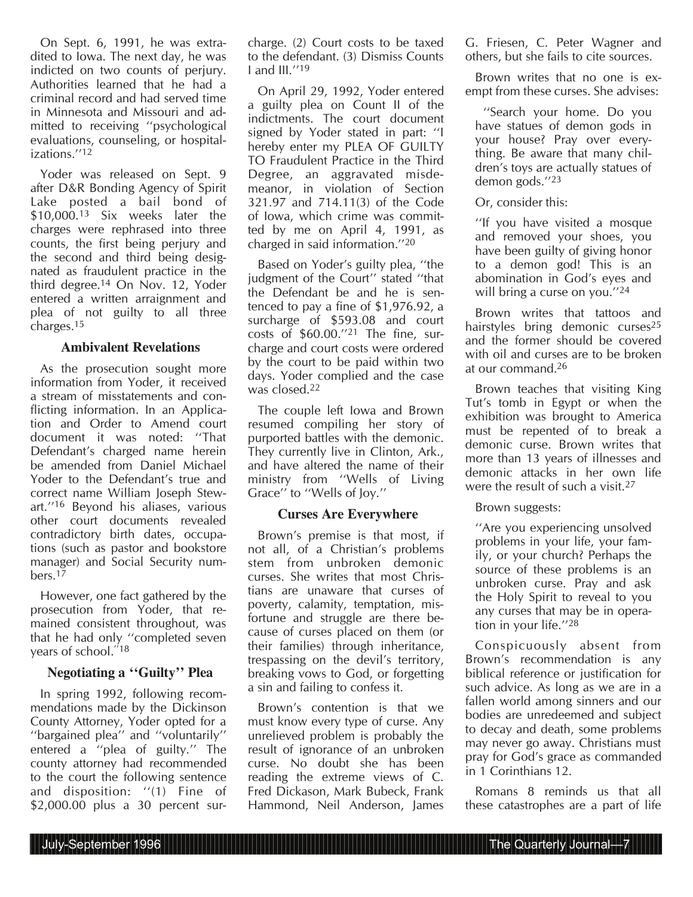On Sept. 6, 1991, he was extradited to Iowa. The next day, he was indicted on two counts of perjury. Authorities learned that he had a criminal record and had served time in Minnesota and Missouri and admitted to receiving "psychological evaluations, counseling, or hospitalizations."[12]

Yoder was released on Sept. 9 after D&R Bonding Agency of Spirit Lake posted a bail bond of $10,000.[13] Six weeks later the charges were rephrased into three counts, the first being perjury and the second and third being designated as fraudulent practice in the third degree.[14] On Nov. 12, Yoder entered a written arraignment and plea of not guilty to all three charges.[15]

### Ambivalent Revelations

As the prosecution sought more information from Yoder, it received a stream of misstatements and conflicting information. In an Application and Order to Amend court document it was noted: "That Defendant's charged name herein be amended from Daniel Michael Yoder to the Defendant's true and correct name William Joseph Stewart."[16] Beyond his aliases, various other court documents revealed contradictory birth dates, occupations (such as pastor and bookstore manager) and Social Security numbers.[17]

However, one fact gathered by the prosecution from Yoder, that remained consistent throughout, was that he had only "completed seven years of school."[18]

### Negotiating a "Guilty" Plea

In spring 1992, following recommendations made by the Dickinson County Attorney, Yoder opted for a "bargained plea" and "voluntarily" entered a "plea of guilty." The county attorney had recommended to the court the following sentence and disposition: "(1) Fine of $2,000.00 plus a 30 percent surcharge. (2) Court costs to be taxed to the defendant. (3) Dismiss Counts I and III."[19]

On April 29, 1992, Yoder entered a guilty plea on Count II of the indictments. The court document signed by Yoder stated in part: "I hereby enter my PLEA OF GUILTY TO Fraudulent Practice in the Third Degree, an aggravated misdemeanor, in violation of Section 321.97 and 714.11(3) of the Code of Iowa, which crime was committed by me on April 4, 1991, as charged in said information."[20]

Based on Yoder's guilty plea, "the judgment of the Court" stated "that the Defendant be and he is sentenced to pay a fine of $1,976.92, a surcharge of $593.08 and court costs of $60.00."[21] The fine, surcharge and court costs were ordered by the court to be paid within two days. Yoder complied and the case was closed.[22]

The couple left Iowa and Brown resumed compiling her story of purported battles with the demonic. They currently live in Clinton, Ark., and have altered the name of their ministry from "Wells of Living Grace" to "Wells of Joy."

### Curses Are Everywhere

Brown's premise is that most, if not all, of a Christian's problems stem from unbroken demonic curses. She writes that most Christians are unaware that curses of poverty, calamity, temptation, misfortune and struggle are there because of curses placed on them (or their families) through inheritance, trespassing on the devil's territory, breaking vows to God, or forgetting a sin and failing to confess it.

Brown's contention is that we must know every type of curse. Any unrelieved problem is probably the result of ignorance of an unbroken curse. No doubt she has been reading the extreme views of C. Fred Dickason, Mark Bubeck, Frank Hammond, Neil Anderson, James G. Friesen, C. Peter Wagner and others, but she fails to cite sources.

Brown writes that no one is exempt from these curses. She advises:

> "Search your home. Do you have statues of demon gods in your house? Pray over everything. Be aware that many children's toys are actually statues of demon gods."[23]

Or, consider this:

> "If you have visited a mosque and removed your shoes, you have been guilty of giving honor to a demon god! This is an abomination in God's eyes and will bring a curse on you."[24]

Brown writes that tattoos and hairstyles bring demonic curses[25] and the former should be covered with oil and curses are to be broken at our command.[26]

Brown teaches that visiting King Tut's tomb in Egypt or when the exhibition was brought to America must be repented of to break a demonic curse. Brown writes that more than 13 years of illnesses and demonic attacks in her own life were the result of such a visit.[27]

Brown suggests:

> "Are you experiencing unsolved problems in your life, your family, or your church? Perhaps the source of these problems is an unbroken curse. Pray and ask the Holy Spirit to reveal to you any curses that may be in operation in your life."[28]

Conspicuously absent from Brown's recommendation is any biblical reference or justification for such advice. As long as we are in a fallen world among sinners and our bodies are unredeemed and subject to decay and death, some problems may never go away. Christians must pray for God's grace as commanded in 1 Corinthians 12.

Romans 8 reminds us that all these catastrophes are a part of life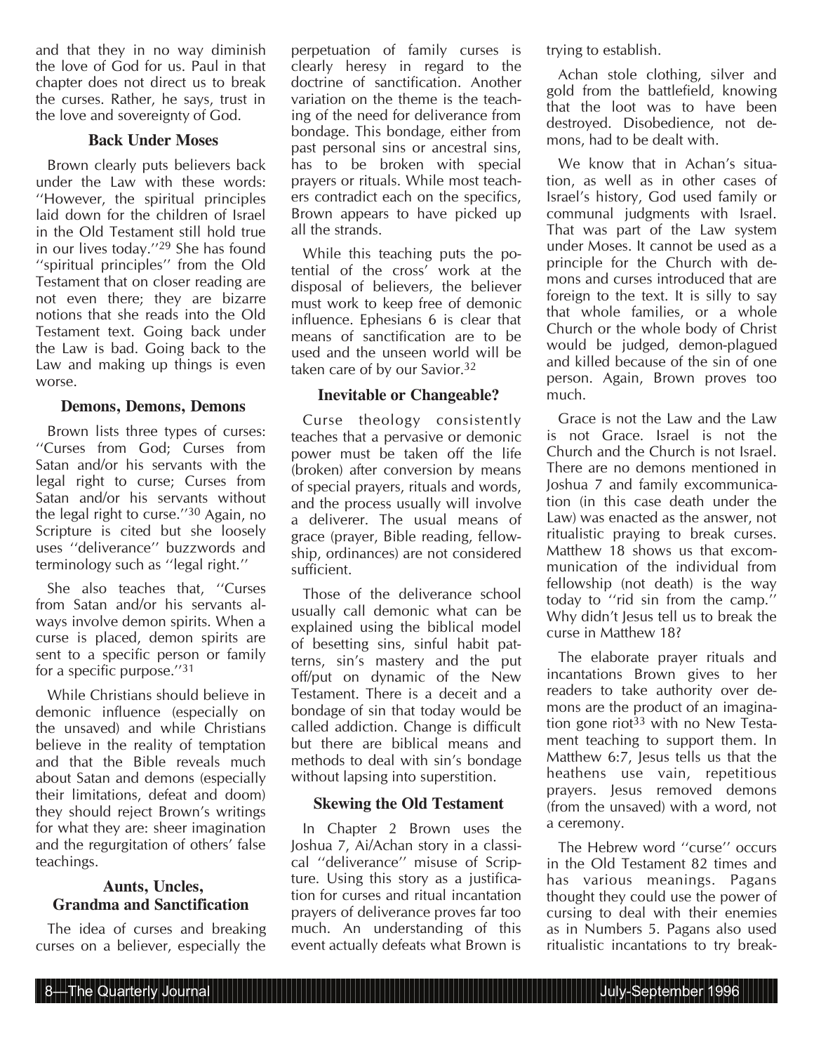and that they in no way diminish the love of God for us. Paul in that chapter does not direct us to break the curses. Rather, he says, trust in the love and sovereignty of God.

### Back Under Moses

Brown clearly puts believers back under the Law with these words: "However, the spiritual principles laid down for the children of Israel in the Old Testament still hold true in our lives today."[29] She has found "spiritual principles" from the Old Testament that on closer reading are not even there; they are bizarre notions that she reads into the Old Testament text. Going back under the Law is bad. Going back to the Law and making up things is even worse.

### Demons, Demons, Demons

Brown lists three types of curses: "Curses from God; Curses from Satan and/or his servants with the legal right to curse; Curses from Satan and/or his servants without the legal right to curse."[30] Again, no Scripture is cited but she loosely uses "deliverance" buzzwords and terminology such as "legal right."

She also teaches that, "Curses from Satan and/or his servants always involve demon spirits. When a curse is placed, demon spirits are sent to a specific person or family for a specific purpose."[31]

While Christians should believe in demonic influence (especially on the unsaved) and while Christians believe in the reality of temptation and that the Bible reveals much about Satan and demons (especially their limitations, defeat and doom) they should reject Brown's writings for what they are: sheer imagination and the regurgitation of others' false teachings.

### Aunts, Uncles, Grandma and Sanctification

The idea of curses and breaking curses on a believer, especially the perpetuation of family curses is clearly heresy in regard to the doctrine of sanctification. Another variation on the theme is the teaching of the need for deliverance from bondage. This bondage, either from past personal sins or ancestral sins, has to be broken with special prayers or rituals. While most teachers contradict each on the specifics, Brown appears to have picked up all the strands.

While this teaching puts the potential of the cross' work at the disposal of believers, the believer must work to keep free of demonic influence. Ephesians 6 is clear that means of sanctification are to be used and the unseen world will be taken care of by our Savior.[32]

### Inevitable or Changeable?

Curse theology consistently teaches that a pervasive or demonic power must be taken off the life (broken) after conversion by means of special prayers, rituals and words, and the process usually will involve a deliverer. The usual means of grace (prayer, Bible reading, fellowship, ordinances) are not considered sufficient.

Those of the deliverance school usually call demonic what can be explained using the biblical model of besetting sins, sinful habit patterns, sin's mastery and the put off/put on dynamic of the New Testament. There is a deceit and a bondage of sin that today would be called addiction. Change is difficult but there are biblical means and methods to deal with sin's bondage without lapsing into superstition.

### Skewing the Old Testament

In Chapter 2 Brown uses the Joshua 7, Ai/Achan story in a classical "deliverance" misuse of Scripture. Using this story as a justification for curses and ritual incantation prayers of deliverance proves far too much. An understanding of this event actually defeats what Brown is trying to establish.

Achan stole clothing, silver and gold from the battlefield, knowing that the loot was to have been destroyed. Disobedience, not demons, had to be dealt with.

We know that in Achan's situation, as well as in other cases of Israel's history, God used family or communal judgments with Israel. That was part of the Law system under Moses. It cannot be used as a principle for the Church with demons and curses introduced that are foreign to the text. It is silly to say that whole families, or a whole Church or the whole body of Christ would be judged, demon-plagued and killed because of the sin of one person. Again, Brown proves too much.

Grace is not the Law and the Law is not Grace. Israel is not the Church and the Church is not Israel. There are no demons mentioned in Joshua 7 and family excommunication (in this case death under the Law) was enacted as the answer, not ritualistic praying to break curses. Matthew 18 shows us that excommunication of the individual from fellowship (not death) is the way today to "rid sin from the camp." Why didn't Jesus tell us to break the curse in Matthew 18?

The elaborate prayer rituals and incantations Brown gives to her readers to take authority over demons are the product of an imagination gone riot[33] with no New Testament teaching to support them. In Matthew 6:7, Jesus tells us that the heathens use vain, repetitious prayers. Jesus removed demons (from the unsaved) with a word, not a ceremony.

The Hebrew word "curse" occurs in the Old Testament 82 times and has various meanings. Pagans thought they could use the power of cursing to deal with their enemies as in Numbers 5. Pagans also used ritualistic incantations to try break-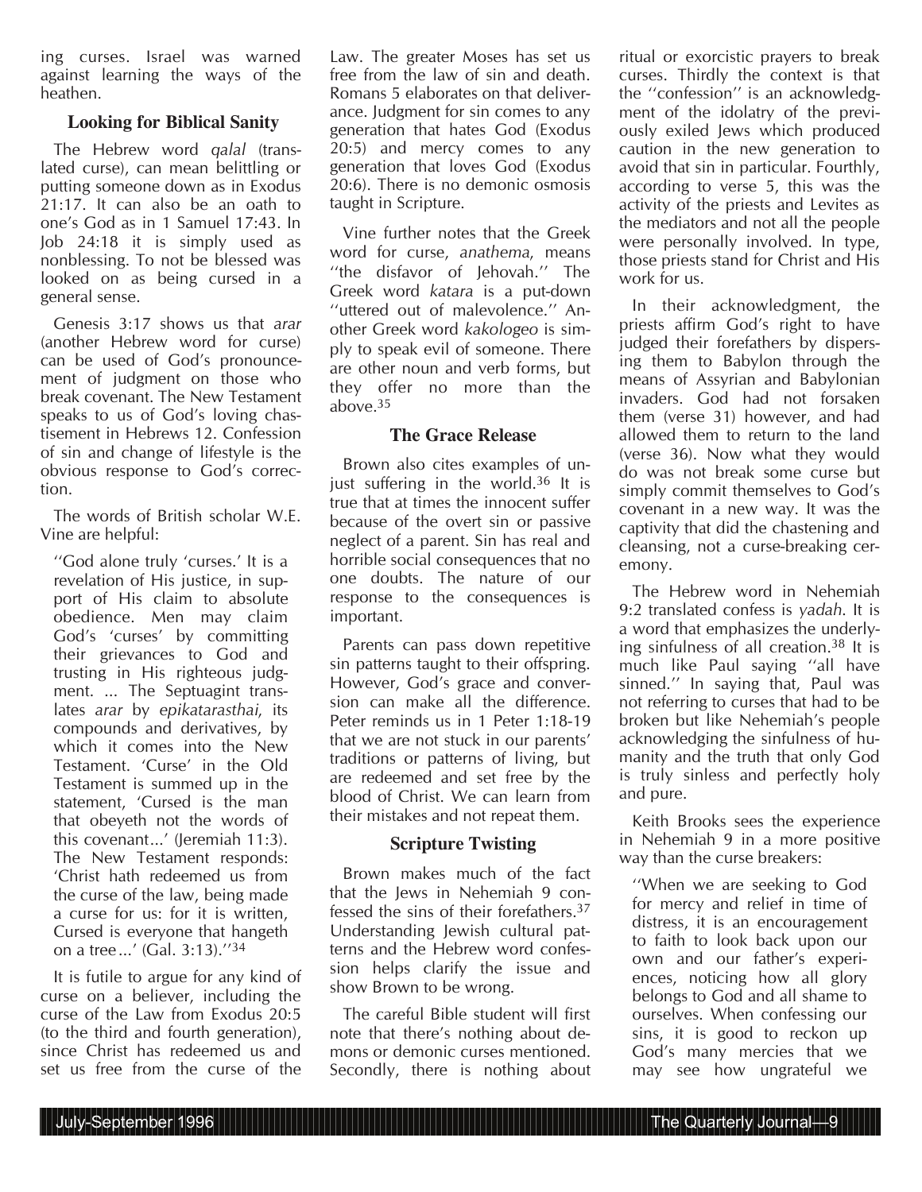ing curses. Israel was warned against learning the ways of the heathen.

### Looking for Biblical Sanity

The Hebrew word *qalal* (translated curse), can mean belittling or putting someone down as in Exodus 21:17. It can also be an oath to one's God as in 1 Samuel 17:43. In Job 24:18 it is simply used as nonblessing. To not be blessed was looked on as being cursed in a general sense.

Genesis 3:17 shows us that *arar* (another Hebrew word for curse) can be used of God's pronouncement of judgment on those who break covenant. The New Testament speaks to us of God's loving chastisement in Hebrews 12. Confession of sin and change of lifestyle is the obvious response to God's correction.

The words of British scholar W.E. Vine are helpful:

> "God alone truly 'curses.' It is a revelation of His justice, in support of His claim to absolute obedience. Men may claim God's 'curses' by committing their grievances to God and trusting in His righteous judgment. ... The Septuagint translates *arar* by *epikatarasthai*, its compounds and derivatives, by which it comes into the New Testament. 'Curse' in the Old Testament is summed up in the statement, 'Cursed is the man that obeyeth not the words of this covenant...' (Jeremiah 11:3). The New Testament responds: 'Christ hath redeemed us from the curse of the law, being made a curse for us: for it is written, Cursed is everyone that hangeth on a tree...' (Gal. 3:13)."[34]

It is futile to argue for any kind of curse on a believer, including the curse of the Law from Exodus 20:5 (to the third and fourth generation), since Christ has redeemed us and set us free from the curse of the Law. The greater Moses has set us free from the law of sin and death. Romans 5 elaborates on that deliverance. Judgment for sin comes to any generation that hates God (Exodus 20:5) and mercy comes to any generation that loves God (Exodus 20:6). There is no demonic osmosis taught in Scripture.

Vine further notes that the Greek word for curse, *anathema*, means "the disfavor of Jehovah." The Greek word *katara* is a put-down "uttered out of malevolence." Another Greek word *kakologeo* is simply to speak evil of someone. There are other noun and verb forms, but they offer no more than the above.[35]

### The Grace Release

Brown also cites examples of unjust suffering in the world.[36] It is true that at times the innocent suffer because of the overt sin or passive neglect of a parent. Sin has real and horrible social consequences that no one doubts. The nature of our response to the consequences is important.

Parents can pass down repetitive sin patterns taught to their offspring. However, God's grace and conversion can make all the difference. Peter reminds us in 1 Peter 1:18-19 that we are not stuck in our parents' traditions or patterns of living, but are redeemed and set free by the blood of Christ. We can learn from their mistakes and not repeat them.

### Scripture Twisting

Brown makes much of the fact that the Jews in Nehemiah 9 confessed the sins of their forefathers.[37] Understanding Jewish cultural patterns and the Hebrew word confession helps clarify the issue and show Brown to be wrong.

The careful Bible student will first note that there's nothing about demons or demonic curses mentioned. Secondly, there is nothing about ritual or exorcistic prayers to break curses. Thirdly the context is that the "confession" is an acknowledgment of the idolatry of the previously exiled Jews which produced caution in the new generation to avoid that sin in particular. Fourthly, according to verse 5, this was the activity of the priests and Levites as the mediators and not all the people were personally involved. In type, those priests stand for Christ and His work for us.

In their acknowledgment, the priests affirm God's right to have judged their forefathers by dispersing them to Babylon through the means of Assyrian and Babylonian invaders. God had not forsaken them (verse 31) however, and had allowed them to return to the land (verse 36). Now what they would do was not break some curse but simply commit themselves to God's covenant in a new way. It was the captivity that did the chastening and cleansing, not a curse-breaking ceremony.

The Hebrew word in Nehemiah 9:2 translated confess is *yadah*. It is a word that emphasizes the underlying sinfulness of all creation.[38] It is much like Paul saying "all have sinned." In saying that, Paul was not referring to curses that had to be broken but like Nehemiah's people acknowledging the sinfulness of humanity and the truth that only God is truly sinless and perfectly holy and pure.

Keith Brooks sees the experience in Nehemiah 9 in a more positive way than the curse breakers:

> "When we are seeking to God for mercy and relief in time of distress, it is an encouragement to faith to look back upon our own and our father's experiences, noticing how all glory belongs to God and all shame to ourselves. When confessing our sins, it is good to reckon up God's many mercies that we may see how ungrateful we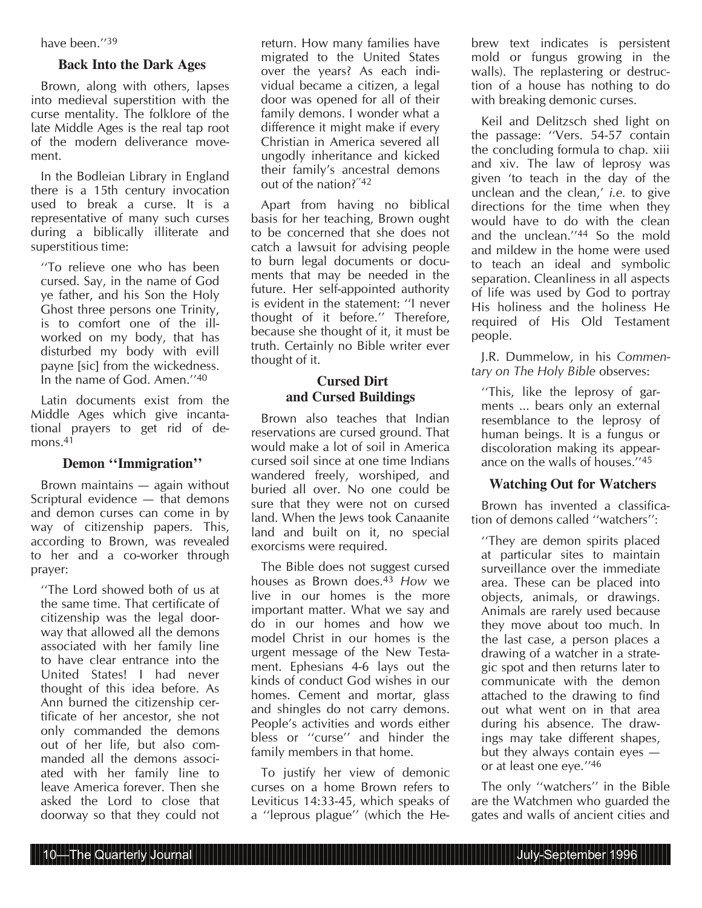have been."[39]

### Back Into the Dark Ages

Brown, along with others, lapses into medieval superstition with the curse mentality. The folklore of the late Middle Ages is the real tap root of the modern deliverance movement.

In the Bodleian Library in England there is a 15th century invocation used to break a curse. It is a representative of many such curses during a biblically illiterate and superstitious time:

> "To relieve one who has been cursed. Say, in the name of God ye father, and his Son the Holy Ghost three persons one Trinity, is to comfort one of the ill-worked on my body, that has disturbed my body with evill payne [sic] from the wickedness. In the name of God. Amen."[40]

Latin documents exist from the Middle Ages which give incantational prayers to get rid of demons.[41]

### Demon "Immigration"

Brown maintains — again without Scriptural evidence — that demons and demon curses can come in by way of citizenship papers. This, according to Brown, was revealed to her and a co-worker through prayer:

> "The Lord showed both of us at the same time. That certificate of citizenship was the legal doorway that allowed all the demons associated with her family line to have clear entrance into the United States! I had never thought of this idea before. As Ann burned the citizenship certificate of her ancestor, she not only commanded the demons out of her life, but also commanded all the demons associated with her family line to leave America forever. Then she asked the Lord to close that doorway so that they could not return. How many families have migrated to the United States over the years? As each individual became a citizen, a legal door was opened for all of their family demons. I wonder what a difference it might make if every Christian in America severed all ungodly inheritance and kicked their family's ancestral demons out of the nation?"[42]

Apart from having no biblical basis for her teaching, Brown ought to be concerned that she does not catch a lawsuit for advising people to burn legal documents or documents that may be needed in the future. Her self-appointed authority is evident in the statement: "I never thought of it before." Therefore, because she thought of it, it must be truth. Certainly no Bible writer ever thought of it.

### Cursed Dirt and Cursed Buildings

Brown also teaches that Indian reservations are cursed ground. That would make a lot of soil in America cursed soil since at one time Indians wandered freely, worshiped, and buried all over. No one could be sure that they were not on cursed land. When the Jews took Canaanite land and built on it, no special exorcisms were required.

The Bible does not suggest cursed houses as Brown does.[43] *How* we live in our homes is the more important matter. What we say and do in our homes and how we model Christ in our homes is the urgent message of the New Testament. Ephesians 4-6 lays out the kinds of conduct God wishes in our homes. Cement and mortar, glass and shingles do not carry demons. People's activities and words either bless or "curse" and hinder the family members in that home.

To justify her view of demonic curses on a home Brown refers to Leviticus 14:33-45, which speaks of a "leprous plague" (which the Hebrew text indicates is persistent mold or fungus growing in the walls). The replastering or destruction of a house has nothing to do with breaking demonic curses.

Keil and Delitzsch shed light on the passage: "Vers. 54-57 contain the concluding formula to chap. xiii and xiv. The law of leprosy was given 'to teach in the day of the unclean and the clean,' *i.e.* to give directions for the time when they would have to do with the clean and the unclean."[44] So the mold and mildew in the home were used to teach an ideal and symbolic separation. Cleanliness in all aspects of life was used by God to portray His holiness and the holiness He required of His Old Testament people.

J.R. Dummelow, in his *Commentary on The Holy Bible* observes:

> "This, like the leprosy of garments ... bears only an external resemblance to the leprosy of human beings. It is a fungus or discoloration making its appearance on the walls of houses."[45]

### Watching Out for Watchers

Brown has invented a classification of demons called "watchers":

> "They are demon spirits placed at particular sites to maintain surveillance over the immediate area. These can be placed into objects, animals, or drawings. Animals are rarely used because they move about too much. In the last case, a person places a drawing of a watcher in a strategic spot and then returns later to communicate with the demon attached to the drawing to find out what went on in that area during his absence. The drawings may take different shapes, but they always contain eyes — or at least one eye."[46]

The only "watchers" in the Bible are the Watchmen who guarded the gates and walls of ancient cities and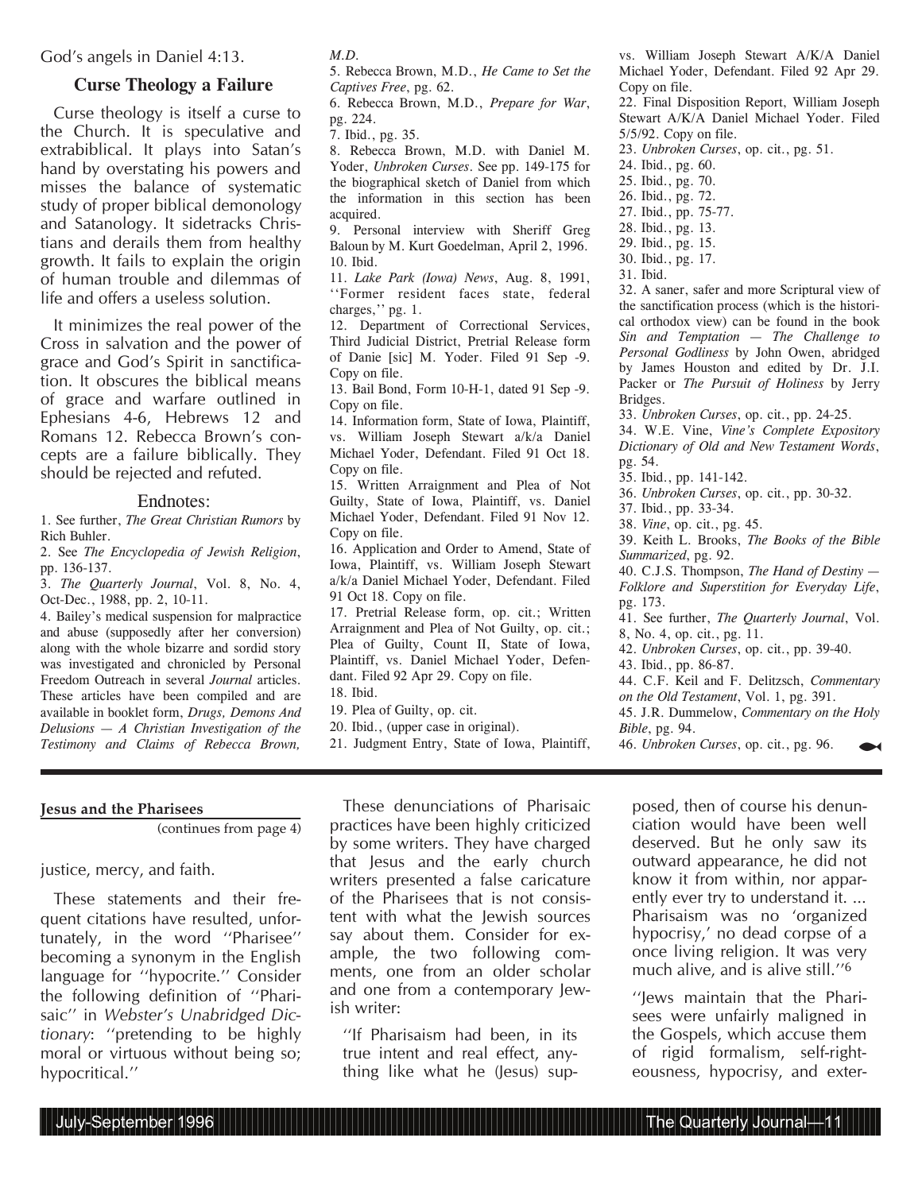God's angels in Daniel 4:13.

## Curse Theology a Failure

Curse theology is itself a curse to the Church. It is speculative and extrabiblical. It plays into Satan's hand by overstating his powers and misses the balance of systematic study of proper biblical demonology and Satanology. It sidetracks Christians and derails them from healthy growth. It fails to explain the origin of human trouble and dilemmas of life and offers a useless solution.

It minimizes the real power of the Cross in salvation and the power of grace and God's Spirit in sanctification. It obscures the biblical means of grace and warfare outlined in Ephesians 4-6, Hebrews 12 and Romans 12. Rebecca Brown's concepts are a failure biblically. They should be rejected and refuted.

### Endnotes:

1. See further, *The Great Christian Rumors* by Rich Buhler.
2. See *The Encyclopedia of Jewish Religion*, pp. 136-137.
3. *The Quarterly Journal*, Vol. 8, No. 4, Oct-Dec., 1988, pp. 2, 10-11.
4. Bailey's medical suspension for malpractice and abuse (supposedly after her conversion) along with the whole bizarre and sordid story was investigated and chronicled by Personal Freedom Outreach in several *Journal* articles. These articles have been compiled and are available in booklet form, *Drugs, Demons And Delusions — A Christian Investigation of the Testimony and Claims of Rebecca Brown, M.D.*
5. Rebecca Brown, M.D., *He Came to Set the Captives Free*, pg. 62.
6. Rebecca Brown, M.D., *Prepare for War*, pg. 224.
7. Ibid., pg. 35.
8. Rebecca Brown, M.D. with Daniel M. Yoder, *Unbroken Curses*. See pp. 149-175 for the biographical sketch of Daniel from which the information in this section has been acquired.
9. Personal interview with Sheriff Greg Baloun by M. Kurt Goedelman, April 2, 1996.
10. Ibid.
11. *Lake Park (Iowa) News*, Aug. 8, 1991, ''Former resident faces state, federal charges,'' pg. 1.
12. Department of Correctional Services, Third Judicial District, Pretrial Release form of Danie [sic] M. Yoder. Filed 91 Sep -9. Copy on file.
13. Bail Bond, Form 10-H-1, dated 91 Sep -9. Copy on file.
14. Information form, State of Iowa, Plaintiff, vs. William Joseph Stewart a/k/a Daniel Michael Yoder, Defendant. Filed 91 Oct 18. Copy on file.
15. Written Arraignment and Plea of Not Guilty, State of Iowa, Plaintiff, vs. Daniel Michael Yoder, Defendant. Filed 91 Nov 12. Copy on file.
16. Application and Order to Amend, State of Iowa, Plaintiff, vs. William Joseph Stewart a/k/a Daniel Michael Yoder, Defendant. Filed 91 Oct 18. Copy on file.
17. Pretrial Release form, op. cit.; Written Arraignment and Plea of Not Guilty, op. cit.; Plea of Guilty, Count II, State of Iowa, Plaintiff, vs. Daniel Michael Yoder, Defendant. Filed 92 Apr 29. Copy on file.
18. Ibid.
19. Plea of Guilty, op. cit.
20. Ibid., (upper case in original).
21. Judgment Entry, State of Iowa, Plaintiff, vs. William Joseph Stewart A/K/A Daniel Michael Yoder, Defendant. Filed 92 Apr 29. Copy on file.
22. Final Disposition Report, William Joseph Stewart A/K/A Daniel Michael Yoder. Filed 5/5/92. Copy on file.
23. *Unbroken Curses*, op. cit., pg. 51.
24. Ibid., pg. 60.
25. Ibid., pg. 70.
26. Ibid., pg. 72.
27. Ibid., pp. 75-77.
28. Ibid., pg. 13.
29. Ibid., pg. 15.
30. Ibid., pg. 17.
31. Ibid.
32. A saner, safer and more Scriptural view of the sanctification process (which is the historical orthodox view) can be found in the book *Sin and Temptation — The Challenge to Personal Godliness* by John Owen, abridged by James Houston and edited by Dr. J.I. Packer or *The Pursuit of Holiness* by Jerry Bridges.
33. *Unbroken Curses*, op. cit., pp. 24-25.
34. W.E. Vine, *Vine's Complete Expository Dictionary of Old and New Testament Words*, pg. 54.
35. Ibid., pp. 141-142.
36. *Unbroken Curses*, op. cit., pp. 30-32.
37. Ibid., pp. 33-34.
38. *Vine*, op. cit., pg. 45.
39. Keith L. Brooks, *The Books of the Bible Summarized*, pg. 92.
40. C.J.S. Thompson, *The Hand of Destiny — Folklore and Superstition for Everyday Life*, pg. 173.
41. See further, *The Quarterly Journal*, Vol. 8, No. 4, op. cit., pg. 11.
42. *Unbroken Curses*, op. cit., pp. 39-40.
43. Ibid., pp. 86-87.
44. C.F. Keil and F. Delitzsch, *Commentary on the Old Testament*, Vol. 1, pg. 391.
45. J.R. Dummelow, *Commentary on the Holy Bible*, pg. 94.
46. *Unbroken Curses*, op. cit., pg. 96.

---

**Jesus and the Pharisees**

(continues from page 4)

justice, mercy, and faith.

These statements and their frequent citations have resulted, unfortunately, in the word ''Pharisee'' becoming a synonym in the English language for ''hypocrite.'' Consider the following definition of ''Pharisaic'' in *Webster's Unabridged Dictionary*: ''pretending to be highly moral or virtuous without being so; hypocritical.''

These denunciations of Pharisaic practices have been highly criticized by some writers. They have charged that Jesus and the early church writers presented a false caricature of the Pharisees that is not consistent with what the Jewish sources say about them. Consider for example, the two following comments, one from an older scholar and one from a contemporary Jewish writer:

''If Pharisaism had been, in its true intent and real effect, anything like what he (Jesus) supposed, then of course his denunciation would have been well deserved. But he only saw its outward appearance, he did not know it from within, nor apparently ever try to understand it. ... Pharisaism was no 'organized hypocrisy,' no dead corpse of a once living religion. It was very much alive, and is alive still.''[6]

''Jews maintain that the Pharisees were unfairly maligned in the Gospels, which accuse them of rigid formalism, self-righteousness, hypocrisy, and exter-